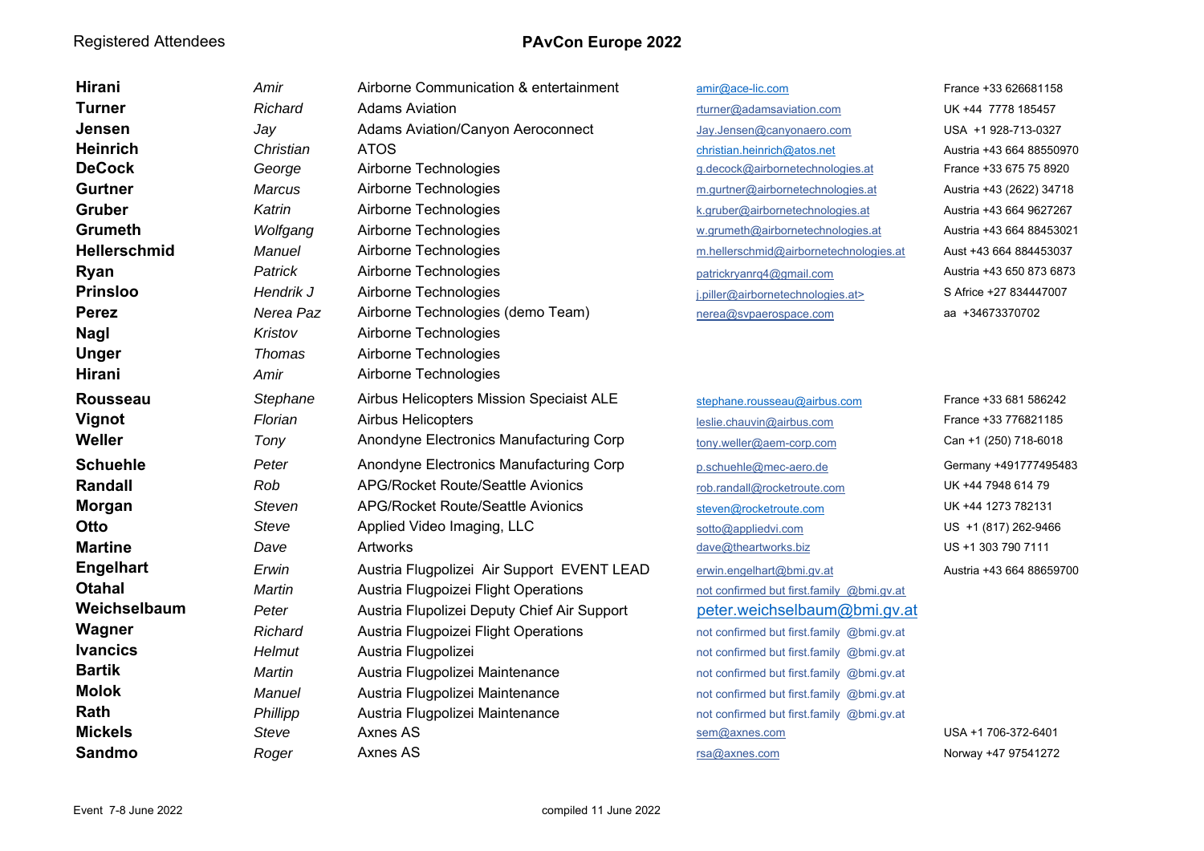Registered Attendees

# PAvCon Europe 2022

| | | | | |
|---|---|---|---|---|
| **Hirani** | *Amir* | Airborne Communication & entertainment | amir@ace-lic.com | France +33 626681158 |
| **Turner** | *Richard* | Adams Aviation | rturner@adamsaviation.com | UK +44 7778 185457 |
| **Jensen** | *Jay* | Adams Aviation/Canyon Aeroconnect | Jay.Jensen@canyonaero.com | USA +1 928-713-0327 |
| **Heinrich** | *Christian* | ATOS | christian.heinrich@atos.net | Austria +43 664 88550970 |
| **DeCock** | *George* | Airborne Technologies | g.decock@airbornetechnologies.at | France +33 675 75 8920 |
| **Gurtner** | *Marcus* | Airborne Technologies | m.gurtner@airbornetechnologies.at | Austria +43 (2622) 34718 |
| **Gruber** | *Katrin* | Airborne Technologies | k.gruber@airbornetechnologies.at | Austria +43 664 9627267 |
| **Grumeth** | *Wolfgang* | Airborne Technologies | w.grumeth@airbornetechnologies.at | Austria +43 664 88453021 |
| **Hellerschmid** | *Manuel* | Airborne Technologies | m.hellerschmid@airbornetechnologies.at | Aust +43 664 884453037 |
| **Ryan** | *Patrick* | Airborne Technologies | patrickryanrq4@gmail.com | Austria +43 650 873 6873 |
| **Prinsloo** | *Hendrik J* | Airborne Technologies | j.piller@airbornetechnologies.at> | S Africe +27 834447007 |
| **Perez** | *Nerea Paz* | Airborne Technologies (demo Team) | nerea@svpaerospace.com | aa +34673370702 |
| **Nagl** | *Kristov* | Airborne Technologies | | |
| **Unger** | *Thomas* | Airborne Technologies | | |
| **Hirani** | *Amir* | Airborne Technologies | | |
| **Rousseau** | *Stephane* | Airbus Helicopters Mission Speciaist ALE | stephane.rousseau@airbus.com | France +33 681 586242 |
| **Vignot** | *Florian* | Airbus Helicopters | leslie.chauvin@airbus.com | France +33 776821185 |
| **Weller** | *Tony* | Anondyne Electronics Manufacturing Corp | tony.weller@aem-corp.com | Can +1 (250) 718-6018 |
| **Schuehle** | *Peter* | Anondyne Electronics Manufacturing Corp | p.schuehle@mec-aero.de | Germany +491777495483 |
| **Randall** | *Rob* | APG/Rocket Route/Seattle Avionics | rob.randall@rocketroute.com | UK +44 7948 614 79 |
| **Morgan** | *Steven* | APG/Rocket Route/Seattle Avionics | steven@rocketroute.com | UK +44 1273 782131 |
| **Otto** | *Steve* | Applied Video Imaging, LLC | sotto@appliedvi.com | US +1 (817) 262-9466 |
| **Martine** | *Dave* | Artworks | dave@theartworks.biz | US +1 303 790 7111 |
| **Engelhart** | *Erwin* | Austria Flugpolizei Air Support EVENT LEAD | erwin.engelhart@bmi.gv.at | Austria +43 664 88659700 |
| **Otahal** | *Martin* | Austria Flugpoizei Flight Operations | not confirmed but first.family @bmi.gv.at | |
| **Weichselbaum** | *Peter* | Austria Flupolizei Deputy Chief Air Support | peter.weichselbaum@bmi.gv.at | |
| **Wagner** | *Richard* | Austria Flugpoizei Flight Operations | not confirmed but first.family @bmi.gv.at | |
| **Ivancics** | *Helmut* | Austria Flugpolizei | not confirmed but first.family @bmi.gv.at | |
| **Bartik** | *Martin* | Austria Flugpolizei Maintenance | not confirmed but first.family @bmi.gv.at | |
| **Molok** | *Manuel* | Austria Flugpolizei Maintenance | not confirmed but first.family @bmi.gv.at | |
| **Rath** | *Phillipp* | Austria Flugpolizei Maintenance | not confirmed but first.family @bmi.gv.at | |
| **Mickels** | *Steve* | Axnes AS | sem@axnes.com | USA +1 706-372-6401 |
| **Sandmo** | *Roger* | Axnes AS | rsa@axnes.com | Norway +47 97541272 |

Event 7-8 June 2022 compiled 11 June 2022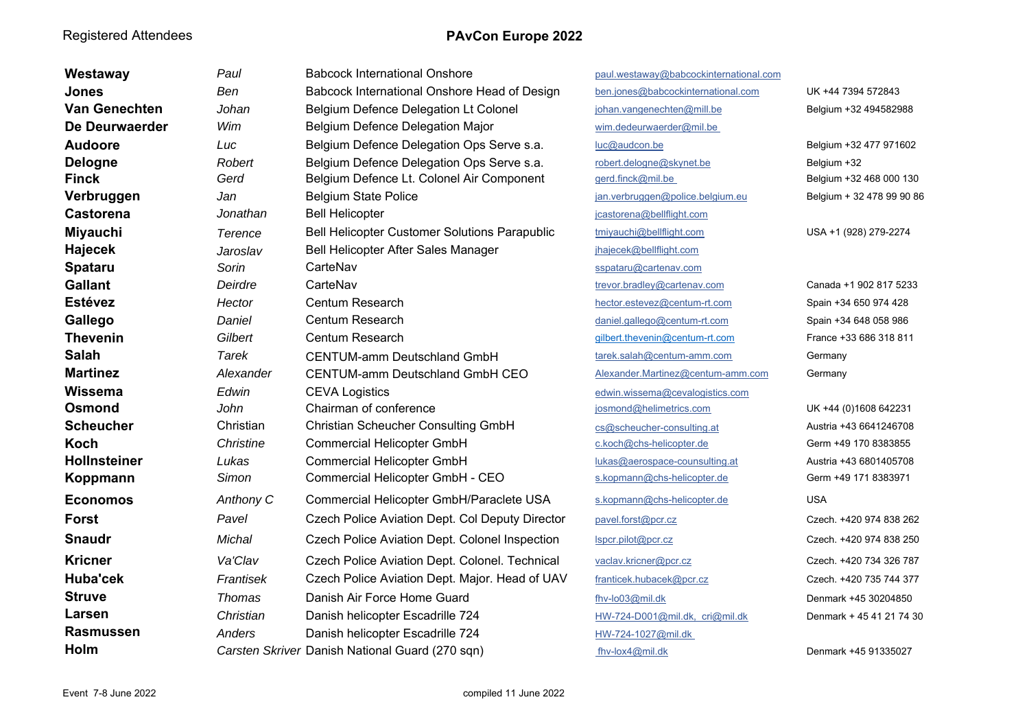Registered Attendees

# PAvCon Europe 2022

| | | | | |
|---|---|---|---|---|
| **Westaway** | *Paul* | Babcock International Onshore | paul.westaway@babcockinternational.com | |
| **Jones** | *Ben* | Babcock International Onshore Head of Design | ben.jones@babcockinternational.com | UK +44 7394 572843 |
| **Van Genechten** | *Johan* | Belgium Defence Delegation Lt Colonel | johan.vangenechten@mill.be | Belgium +32 494582988 |
| **De Deurwaerder** | *Wim* | Belgium Defence Delegation Major | wim.dedeurwaerder@mil.be | |
| **Audoore** | *Luc* | Belgium Defence Delegation Ops Serve s.a. | luc@audcon.be | Belgium +32 477 971602 |
| **Delogne** | *Robert* | Belgium Defence Delegation Ops Serve s.a. | robert.delogne@skynet.be | Belgium +32 |
| **Finck** | *Gerd* | Belgium Defence Lt. Colonel Air Component | gerd.finck@mil.be | Belgium +32 468 000 130 |
| **Verbruggen** | *Jan* | Belgium State Police | jan.verbruggen@police.belgium.eu | Belgium + 32 478 99 90 86 |
| **Castorena** | *Jonathan* | Bell Helicopter | jcastorena@bellflight.com | |
| **Miyauchi** | *Terence* | Bell Helicopter Customer Solutions Parapublic | tmiyauchi@bellflight.com | USA +1 (928) 279-2274 |
| **Hajecek** | *Jaroslav* | Bell Helicopter After Sales Manager | jhajecek@bellflight.com | |
| **Spataru** | *Sorin* | CarteNav | sspataru@cartenav.com | |
| **Gallant** | *Deirdre* | CarteNav | trevor.bradley@cartenav.com | Canada +1 902 817 5233 |
| **Estévez** | *Hector* | Centum Research | hector.estevez@centum-rt.com | Spain +34 650 974 428 |
| **Gallego** | *Daniel* | Centum Research | daniel.gallego@centum-rt.com | Spain +34 648 058 986 |
| **Thevenin** | *Gilbert* | Centum Research | gilbert.thevenin@centum-rt.com | France +33 686 318 811 |
| **Salah** | *Tarek* | CENTUM-amm Deutschland GmbH | tarek.salah@centum-amm.com | Germany |
| **Martinez** | *Alexander* | CENTUM-amm Deutschland GmbH CEO | Alexander.Martinez@centum-amm.com | Germany |
| **Wissema** | *Edwin* | CEVA Logistics | edwin.wissema@cevalogistics.com | |
| **Osmond** | *John* | Chairman of conference | josmond@helimetrics.com | UK +44 (0)1608 642231 |
| **Scheucher** | Christian | Christian Scheucher Consulting GmbH | cs@scheucher-consulting.at | Austria +43 6641246708 |
| **Koch** | *Christine* | Commercial Helicopter GmbH | c.koch@chs-helicopter.de | Germ +49 170 8383855 |
| **Hollnsteiner** | *Lukas* | Commercial Helicopter GmbH | lukas@aerospace-counsulting.at | Austria +43 6801405708 |
| **Koppmann** | *Simon* | Commercial Helicopter GmbH - CEO | s.kopmann@chs-helicopter.de | Germ +49 171 8383971 |
| **Economos** | *Anthony C* | Commercial Helicopter GmbH/Paraclete USA | s.kopmann@chs-helicopter.de | USA |
| **Forst** | *Pavel* | Czech Police Aviation Dept. Col Deputy Director | pavel.forst@pcr.cz | Czech. +420 974 838 262 |
| **Snaudr** | *Michal* | Czech Police Aviation Dept. Colonel Inspection | lspcr.pilot@pcr.cz | Czech. +420 974 838 250 |
| **Kricner** | *Va'Clav* | Czech Police Aviation Dept. Colonel. Technical | vaclav.kricner@pcr.cz | Czech. +420 734 326 787 |
| **Huba'cek** | *Frantisek* | Czech Police Aviation Dept. Major. Head of UAV | franticek.hubacek@pcr.cz | Czech. +420 735 744 377 |
| **Struve** | *Thomas* | Danish Air Force Home Guard | fhv-lo03@mil.dk | Denmark +45 30204850 |
| **Larsen** | *Christian* | Danish helicopter Escadrille 724 | HW-724-D001@mil.dk, cri@mil.dk | Denmark + 45 41 21 74 30 |
| **Rasmussen** | *Anders* | Danish helicopter Escadrille 724 | HW-724-1027@mil.dk | |
| **Holm** | *Carsten Skriver* | Danish National Guard (270 sqn) | fhv-lox4@mil.dk | Denmark +45 91335027 |

Event 7-8 June 2022

compiled 11 June 2022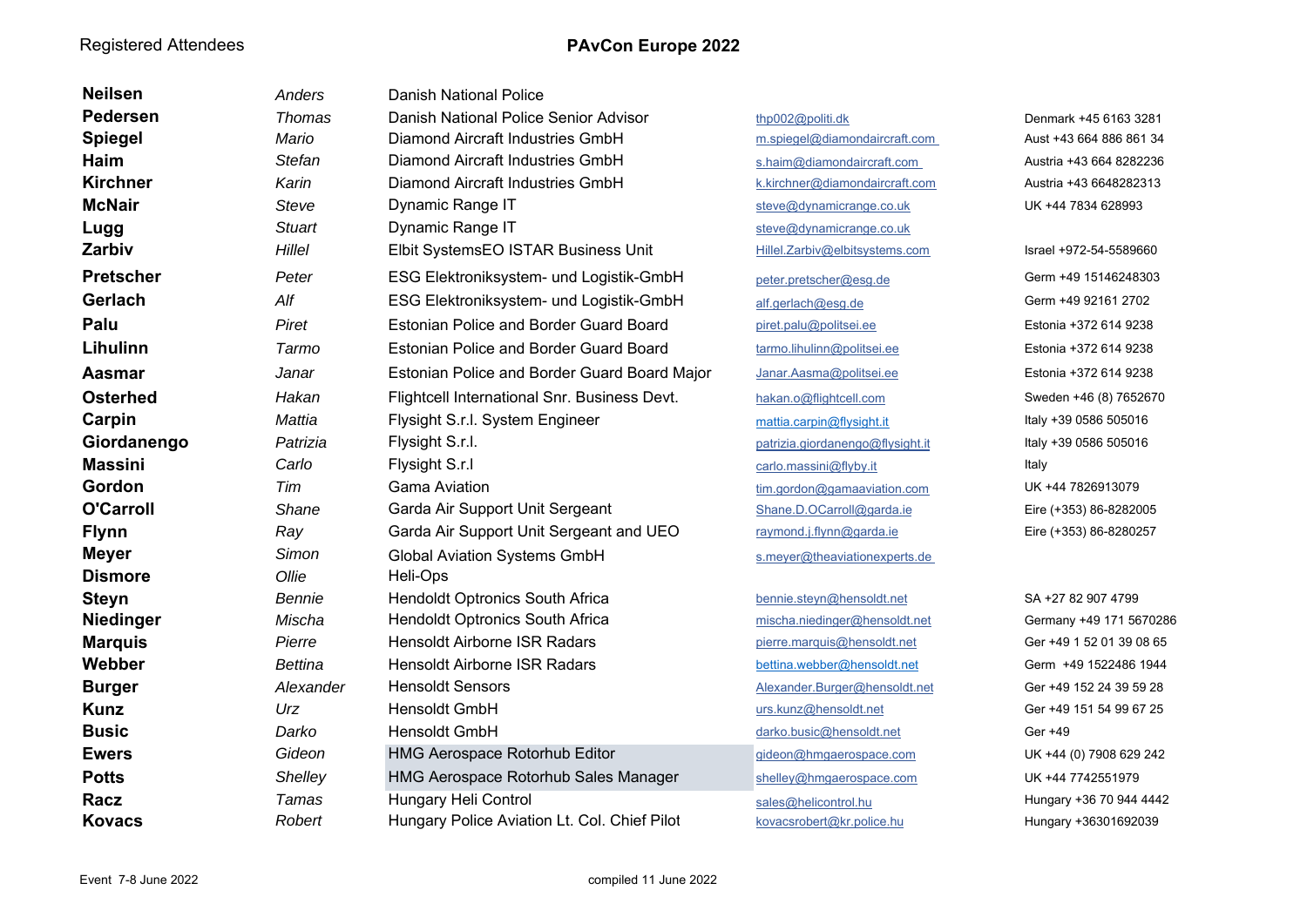Registered Attendees

# PAvCon Europe 2022

| Surname | First name | Organisation | Email | Phone |
|---|---|---|---|---|
| **Neilsen** | *Anders* | Danish National Police | | |
| **Pedersen** | *Thomas* | Danish National Police Senior Advisor | thp002@politi.dk | Denmark +45 6163 3281 |
| **Spiegel** | *Mario* | Diamond Aircraft Industries GmbH | m.spiegel@diamondaircraft.com | Aust +43 664 886 861 34 |
| **Haim** | *Stefan* | Diamond Aircraft Industries GmbH | s.haim@diamondaircraft.com | Austria +43 664 8282236 |
| **Kirchner** | *Karin* | Diamond Aircraft Industries GmbH | k.kirchner@diamondaircraft.com | Austria +43 6648282313 |
| **McNair** | *Steve* | Dynamic Range IT | steve@dynamicrange.co.uk | UK +44 7834 628993 |
| **Lugg** | *Stuart* | Dynamic Range IT | steve@dynamicrange.co.uk | |
| **Zarbiv** | *Hillel* | Elbit SystemsEO ISTAR Business Unit | Hillel.Zarbiv@elbitsystems.com | Israel +972-54-5589660 |
| **Pretscher** | *Peter* | ESG Elektroniksystem- und Logistik-GmbH | peter.pretscher@esg.de | Germ +49 15146248303 |
| **Gerlach** | *Alf* | ESG Elektroniksystem- und Logistik-GmbH | alf.gerlach@esg.de | Germ +49 92161 2702 |
| **Palu** | *Piret* | Estonian Police and Border Guard Board | piret.palu@politsei.ee | Estonia +372 614 9238 |
| **Lihulinn** | *Tarmo* | Estonian Police and Border Guard Board | tarmo.lihulinn@politsei.ee | Estonia +372 614 9238 |
| **Aasmar** | *Janar* | Estonian Police and Border Guard Board Major | Janar.Aasma@politsei.ee | Estonia +372 614 9238 |
| **Osterhed** | *Hakan* | Flightcell International Snr. Business Devt. | hakan.o@flightcell.com | Sweden +46 (8) 7652670 |
| **Carpin** | *Mattia* | Flysight S.r.l. System Engineer | mattia.carpin@flysight.it | Italy +39 0586 505016 |
| **Giordanengo** | *Patrizia* | Flysight S.r.l. | patrizia.giordanengo@flysight.it | Italy +39 0586 505016 |
| **Massini** | *Carlo* | Flysight S.r.l | carlo.massini@flyby.it | Italy |
| **Gordon** | *Tim* | Gama Aviation | tim.gordon@gamaaviation.com | UK +44 7826913079 |
| **O'Carroll** | *Shane* | Garda Air Support Unit Sergeant | Shane.D.OCarroll@garda.ie | Eire (+353) 86-8282005 |
| **Flynn** | *Ray* | Garda Air Support Unit Sergeant and UEO | raymond.j.flynn@garda.ie | Eire (+353) 86-8280257 |
| **Meyer** | *Simon* | Global Aviation Systems GmbH | s.meyer@theaviationexperts.de | |
| **Dismore** | *Ollie* | Heli-Ops | | |
| **Steyn** | *Bennie* | Hendoldt Optronics South Africa | bennie.steyn@hensoldt.net | SA +27 82 907 4799 |
| **Niedinger** | *Mischa* | Hendoldt Optronics South Africa | mischa.niedinger@hensoldt.net | Germany +49 171 5670286 |
| **Marquis** | *Pierre* | Hensoldt Airborne ISR Radars | pierre.marquis@hensoldt.net | Ger +49 1 52 01 39 08 65 |
| **Webber** | *Bettina* | Hensoldt Airborne ISR Radars | bettina.webber@hensoldt.net | Germ +49 1522486 1944 |
| **Burger** | *Alexander* | Hensoldt Sensors | Alexander.Burger@hensoldt.net | Ger +49 152 24 39 59 28 |
| **Kunz** | *Urz* | Hensoldt GmbH | urs.kunz@hensoldt.net | Ger +49 151 54 99 67 25 |
| **Busic** | *Darko* | Hensoldt GmbH | darko.busic@hensoldt.net | Ger +49 |
| **Ewers** | *Gideon* | HMG Aerospace Rotorhub Editor | gideon@hmgaerospace.com | UK +44 (0) 7908 629 242 |
| **Potts** | *Shelley* | HMG Aerospace Rotorhub Sales Manager | shelley@hmgaerospace.com | UK +44 7742551979 |
| **Racz** | *Tamas* | Hungary Heli Control | sales@helicontrol.hu | Hungary +36 70 944 4442 |
| **Kovacs** | *Robert* | Hungary Police Aviation Lt. Col. Chief Pilot | kovacsrobert@kr.police.hu | Hungary +36301692039 |

Event 7-8 June 2022 compiled 11 June 2022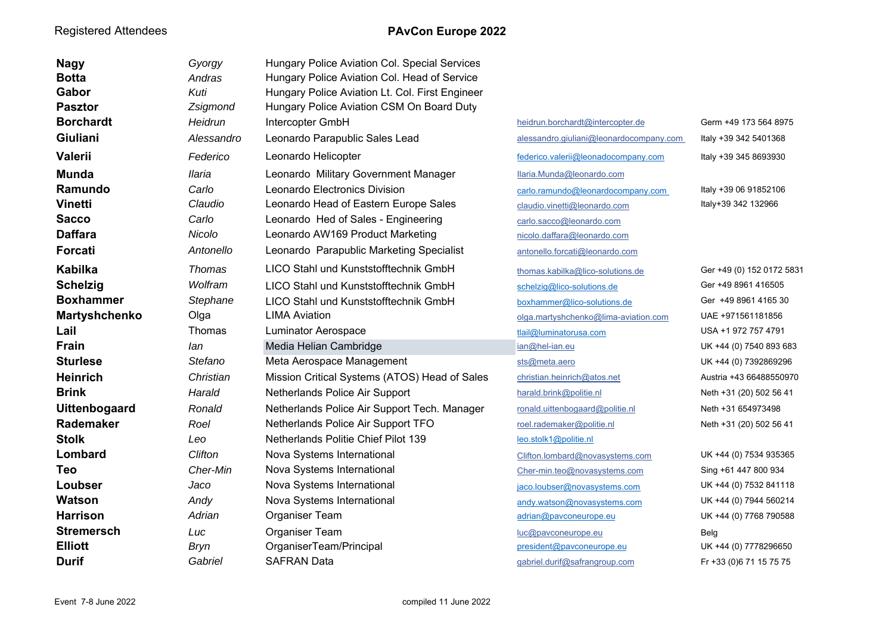Registered Attendees

## PAvCon Europe 2022

| | | | | |
|---|---|---|---|---|
| **Nagy** | *Gyorgy* | Hungary Police Aviation Col. Special Services | | |
| **Botta** | *Andras* | Hungary Police Aviation Col. Head of Service | | |
| **Gabor** | *Kuti* | Hungary Police Aviation Lt. Col. First Engineer | | |
| **Pasztor** | *Zsigmond* | Hungary Police Aviation CSM On Board Duty | | |
| **Borchardt** | *Heidrun* | Intercopter GmbH | heidrun.borchardt@intercopter.de | Germ +49 173 564 8975 |
| **Giuliani** | *Alessandro* | Leonardo Parapublic Sales Lead | alessandro.giuliani@leonardocompany.com | Italy +39 342 5401368 |
| **Valerii** | *Federico* | Leonardo Helicopter | federico.valerii@leonadocompany.com | Italy +39 345 8693930 |
| **Munda** | *Ilaria* | Leonardo Military Government Manager | Ilaria.Munda@leonardo.com | |
| **Ramundo** | *Carlo* | Leonardo Electronics Division | carlo.ramundo@leonardocompany.com | Italy +39 06 91852106 |
| **Vinetti** | *Claudio* | Leonardo Head of Eastern Europe Sales | claudio.vinetti@leonardo.com | Italy+39 342 132966 |
| **Sacco** | *Carlo* | Leonardo Hed of Sales - Engineering | carlo.sacco@leonardo.com | |
| **Daffara** | *Nicolo* | Leonardo AW169 Product Marketing | nicolo.daffara@leonardo.com | |
| **Forcati** | *Antonello* | Leonardo Parapublic Marketing Specialist | antonello.forcati@leonardo.com | |
| **Kabilka** | *Thomas* | LICO Stahl und Kunststofftechnik GmbH | thomas.kabilka@lico-solutions.de | Ger +49 (0) 152 0172 5831 |
| **Schelzig** | *Wolfram* | LICO Stahl und Kunststofftechnik GmbH | schelzig@lico-solutions.de | Ger +49 8961 416505 |
| **Boxhammer** | *Stephane* | LICO Stahl und Kunststofftechnik GmbH | boxhammer@lico-solutions.de | Ger +49 8961 4165 30 |
| **Martyshchenko** | Olga | LIMA Aviation | olga.martyshchenko@lima-aviation.com | UAE +971561181856 |
| **Lail** | Thomas | Luminator Aerospace | tlail@luminatorusa.com | USA +1 972 757 4791 |
| **Frain** | *Ian* | Media Helian Cambridge | ian@hel-ian.eu | UK +44 (0) 7540 893 683 |
| **Sturlese** | *Stefano* | Meta Aerospace Management | sts@meta.aero | UK +44 (0) 7392869296 |
| **Heinrich** | *Christian* | Mission Critical Systems (ATOS) Head of Sales | christian.heinrich@atos.net | Austria +43 66488550970 |
| **Brink** | *Harald* | Netherlands Police Air Support | harald.brink@politie.nl | Neth +31 (20) 502 56 41 |
| **Uittenbogaard** | *Ronald* | Netherlands Police Air Support Tech. Manager | ronald.uittenbogaard@politie.nl | Neth +31 654973498 |
| **Rademaker** | *Roel* | Netherlands Police Air Support TFO | roel.rademaker@politie.nl | Neth +31 (20) 502 56 41 |
| **Stolk** | *Leo* | Netherlands Politie Chief Pilot 139 | leo.stolk1@politie.nl | |
| **Lombard** | *Clifton* | Nova Systems International | Clifton.lombard@novasystems.com | UK +44 (0) 7534 935365 |
| **Teo** | *Cher-Min* | Nova Systems International | Cher-min.teo@novasystems.com | Sing +61 447 800 934 |
| **Loubser** | *Jaco* | Nova Systems International | jaco.loubser@novasystems.com | UK +44 (0) 7532 841118 |
| **Watson** | *Andy* | Nova Systems International | andy.watson@novasystems.com | UK +44 (0) 7944 560214 |
| **Harrison** | *Adrian* | Organiser Team | adrian@pavconeurope.eu | UK +44 (0) 7768 790588 |
| **Stremersch** | *Luc* | Organiser Team | luc@pavconeurope.eu | Belg |
| **Elliott** | *Bryn* | OrganiserTeam/Principal | president@pavconeurope.eu | UK +44 (0) 7778296650 |
| **Durif** | *Gabriel* | SAFRAN Data | gabriel.durif@safrangroup.com | Fr +33 (0)6 71 15 75 75 |

Event 7-8 June 2022 compiled 11 June 2022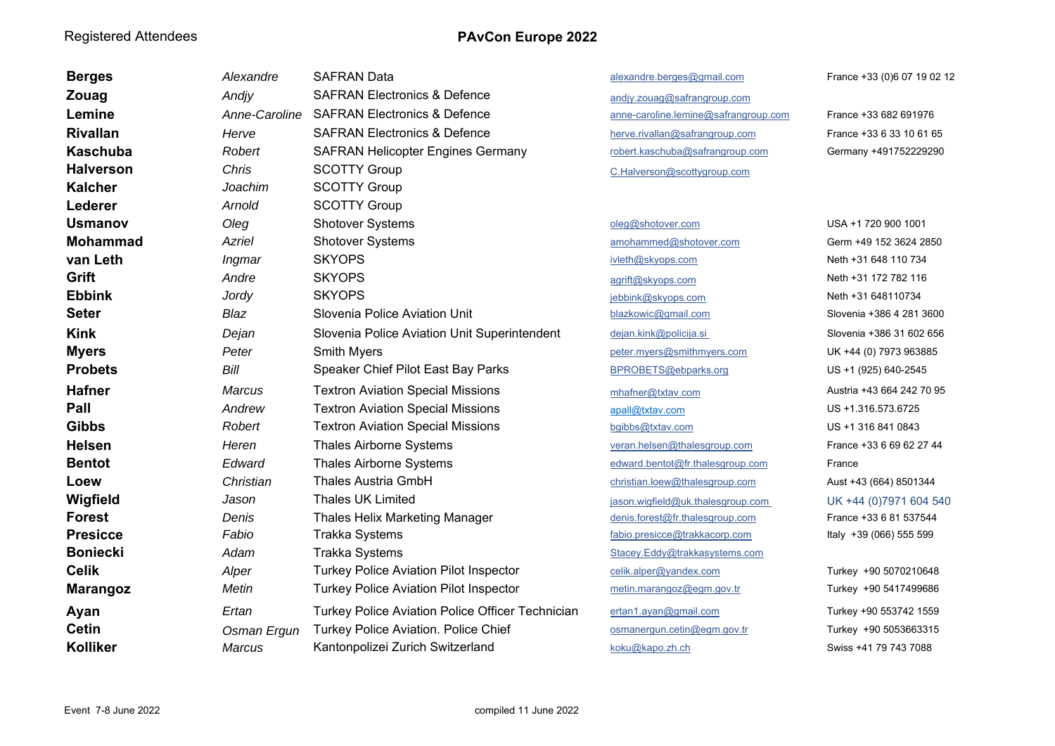Registered Attendees

# PAvCon Europe 2022

| | | | | |
|---|---|---|---|---|
| **Berges** | *Alexandre* | SAFRAN Data | alexandre.berges@gmail.com | France +33 (0)6 07 19 02 12 |
| **Zouag** | *Andjy* | SAFRAN Electronics & Defence | andjy.zouag@safrangroup.com | |
| **Lemine** | *Anne-Caroline* | SAFRAN Electronics & Defence | anne-caroline.lemine@safrangroup.com | France +33 682 691976 |
| **Rivallan** | *Herve* | SAFRAN Electronics & Defence | herve.rivallan@safrangroup.com | France +33 6 33 10 61 65 |
| **Kaschuba** | *Robert* | SAFRAN Helicopter Engines Germany | robert.kaschuba@safrangroup.com | Germany +491752229290 |
| **Halverson** | *Chris* | SCOTTY Group | C.Halverson@scottygroup.com | |
| **Kalcher** | *Joachim* | SCOTTY Group | | |
| **Lederer** | *Arnold* | SCOTTY Group | | |
| **Usmanov** | *Oleg* | Shotover Systems | oleg@shotover.com | USA +1 720 900 1001 |
| **Mohammad** | *Azriel* | Shotover Systems | amohammed@shotover.com | Germ +49 152 3624 2850 |
| **van Leth** | *Ingmar* | SKYOPS | ivleth@skyops.com | Neth +31 648 110 734 |
| **Grift** | *Andre* | SKYOPS | agrift@skyops.com | Neth +31 172 782 116 |
| **Ebbink** | *Jordy* | SKYOPS | jebbink@skyops.com | Neth +31 648110734 |
| **Seter** | *Blaz* | Slovenia Police Aviation Unit | blazkowic@gmail.com | Slovenia +386 4 281 3600 |
| **Kink** | *Dejan* | Slovenia Police Aviation Unit Superintendent | dejan.kink@policija.si | Slovenia +386 31 602 656 |
| **Myers** | *Peter* | Smith Myers | peter.myers@smithmyers.com | UK +44 (0) 7973 963885 |
| **Probets** | *Bill* | Speaker Chief Pilot East Bay Parks | BPROBETS@ebparks.org | US +1 (925) 640-2545 |
| **Hafner** | *Marcus* | Textron Aviation Special Missions | mhafner@txtav.com | Austria +43 664 242 70 95 |
| **Pall** | *Andrew* | Textron Aviation Special Missions | apall@txtav.com | US +1.316.573.6725 |
| **Gibbs** | *Robert* | Textron Aviation Special Missions | bgibbs@txtav.com | US +1 316 841 0843 |
| **Helsen** | *Heren* | Thales Airborne Systems | veran.helsen@thalesgroup.com | France +33 6 69 62 27 44 |
| **Bentot** | *Edward* | Thales Airborne Systems | edward.bentot@fr.thalesgroup.com | France |
| **Loew** | *Christian* | Thales Austria GmbH | christian.loew@thalesgroup.com | Aust +43 (664) 8501344 |
| **Wigfield** | *Jason* | Thales UK Limited | jason.wigfield@uk.thalesgroup.com | UK +44 (0)7971 604 540 |
| **Forest** | *Denis* | Thales Helix Marketing Manager | denis.forest@fr.thalesgroup.com | France +33 6 81 537544 |
| **Presicce** | *Fabio* | Trakka Systems | fabio.presicce@trakkacorp.com | Italy +39 (066) 555 599 |
| **Boniecki** | *Adam* | Trakka Systems | Stacey.Eddy@trakkasystems.com | |
| **Celik** | *Alper* | Turkey Police Aviation Pilot Inspector | celik.alper@yandex.com | Turkey +90 5070210648 |
| **Marangoz** | *Metin* | Turkey Police Aviation Pilot Inspector | metin.marangoz@egm.gov.tr | Turkey +90 5417499686 |
| **Ayan** | *Ertan* | Turkey Police Aviation Police Officer Technician | ertan1.ayan@gmail.com | Turkey +90 553742 1559 |
| **Cetin** | *Osman Ergun* | Turkey Police Aviation. Police Chief | osmanergun.cetin@egm.gov.tr | Turkey +90 5053663315 |
| **Kolliker** | *Marcus* | Kantonpolizei Zurich Switzerland | koku@kapo.zh.ch | Swiss +41 79 743 7088 |

Event 7-8 June 2022 compiled 11 June 2022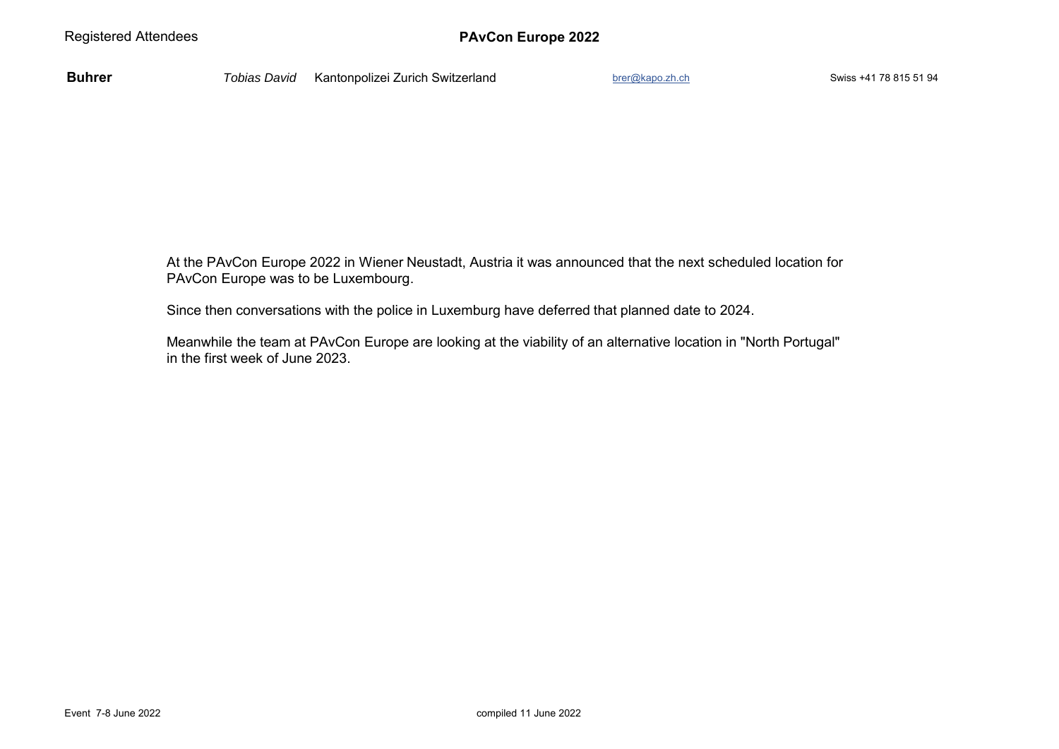| | | | | |
|---|---|---|---|---|
| **Buhrer** | *Tobias David* | Kantonpolizei Zurich Switzerland | brer@kapo.zh.ch | Swiss +41 78 815 51 94 |

At the PAvCon Europe 2022 in Wiener Neustadt, Austria it was announced that the next scheduled location for PAvCon Europe was to be Luxembourg.

Since then conversations with the police in Luxemburg have deferred that planned date to 2024.

Meanwhile the team at PAvCon Europe are looking at the viability of an alternative location in "North Portugal" in the first week of June 2023.